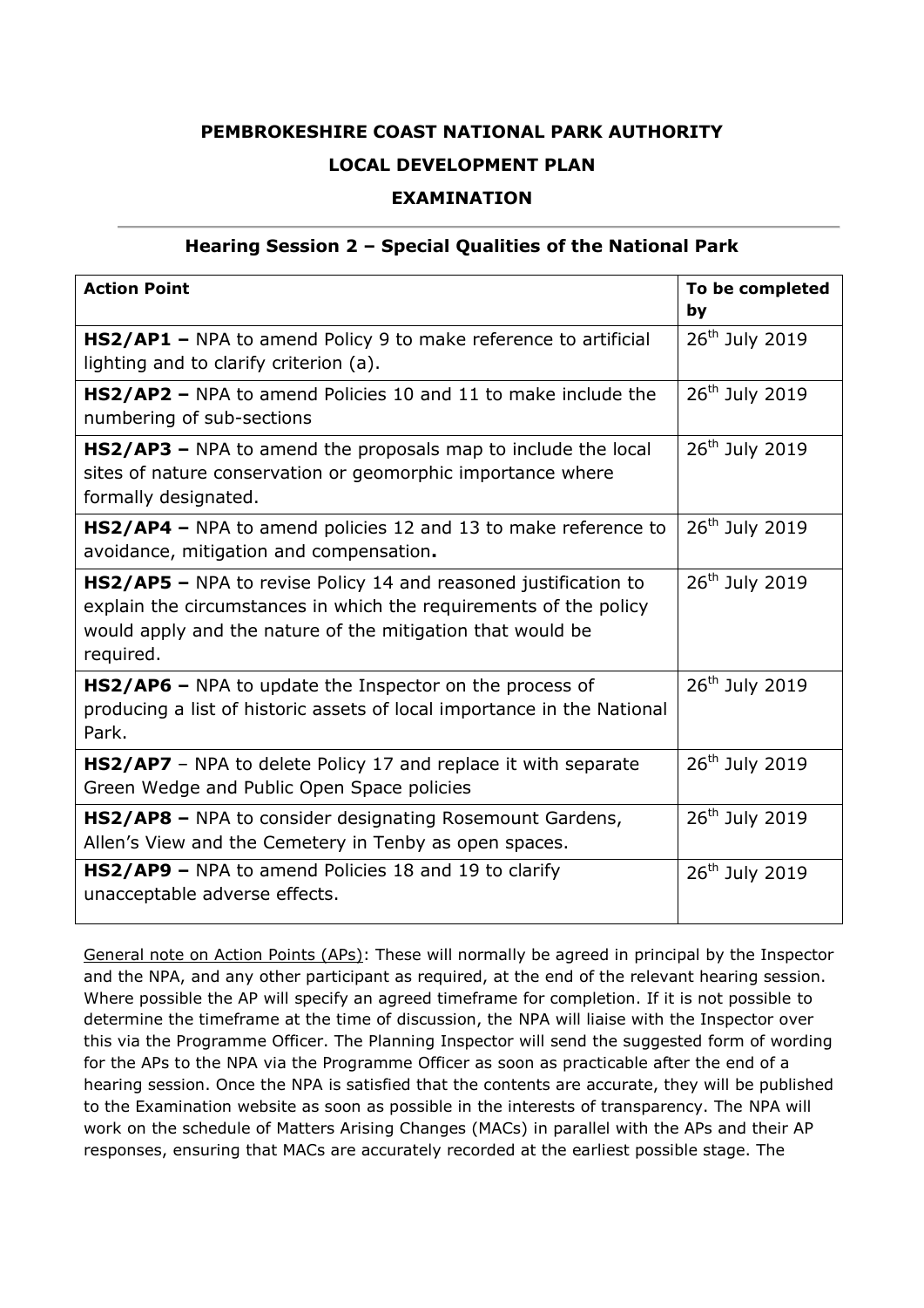# PEMBROKESHIRE COAST NATIONAL PARK AUTHORITY

## LOCAL DEVELOPMENT PLAN

## EXAMINATION

### Hearing Session 2 – Special Qualities of the National Park

| Action Point | To be completed by |
|---|---|
| **HS2/AP1 –** NPA to amend Policy 9 to make reference to artificial lighting and to clarify criterion (a). | 26th July 2019 |
| **HS2/AP2 –** NPA to amend Policies 10 and 11 to make include the numbering of sub-sections | 26th July 2019 |
| **HS2/AP3 –** NPA to amend the proposals map to include the local sites of nature conservation or geomorphic importance where formally designated. | 26th July 2019 |
| **HS2/AP4 –** NPA to amend policies 12 and 13 to make reference to avoidance, mitigation and compensation**.** | 26th July 2019 |
| **HS2/AP5 –** NPA to revise Policy 14 and reasoned justification to explain the circumstances in which the requirements of the policy would apply and the nature of the mitigation that would be required. | 26th July 2019 |
| **HS2/AP6 –** NPA to update the Inspector on the process of producing a list of historic assets of local importance in the National Park. | 26th July 2019 |
| **HS2/AP7** – NPA to delete Policy 17 and replace it with separate Green Wedge and Public Open Space policies | 26th July 2019 |
| **HS2/AP8 –** NPA to consider designating Rosemount Gardens, Allen's View and the Cemetery in Tenby as open spaces. | 26th July 2019 |
| **HS2/AP9 –** NPA to amend Policies 18 and 19 to clarify unacceptable adverse effects. | 26th July 2019 |

<u>General note on Action Points (APs)</u>: These will normally be agreed in principal by the Inspector and the NPA, and any other participant as required, at the end of the relevant hearing session. Where possible the AP will specify an agreed timeframe for completion. If it is not possible to determine the timeframe at the time of discussion, the NPA will liaise with the Inspector over this via the Programme Officer. The Planning Inspector will send the suggested form of wording for the APs to the NPA via the Programme Officer as soon as practicable after the end of a hearing session. Once the NPA is satisfied that the contents are accurate, they will be published to the Examination website as soon as possible in the interests of transparency. The NPA will work on the schedule of Matters Arising Changes (MACs) in parallel with the APs and their AP responses, ensuring that MACs are accurately recorded at the earliest possible stage. The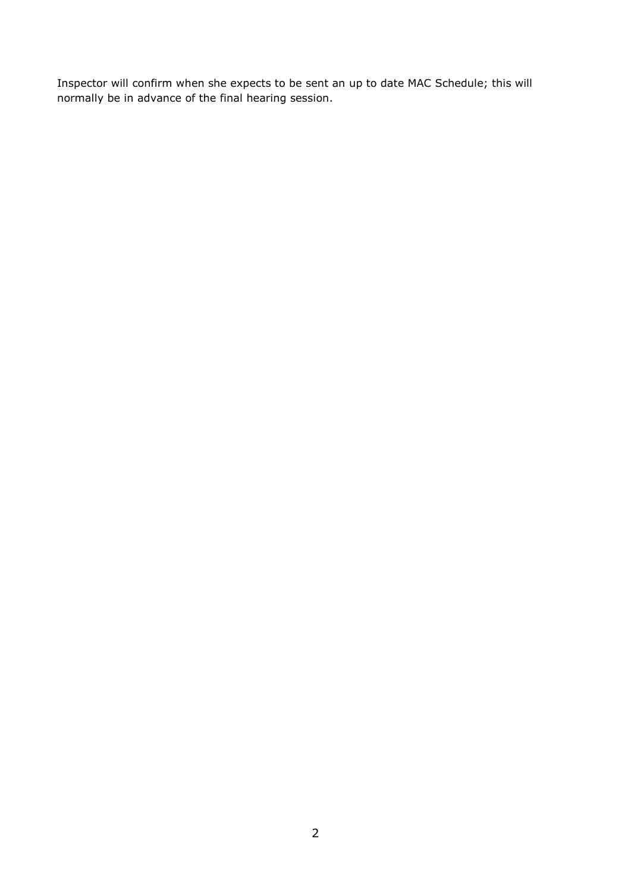Inspector will confirm when she expects to be sent an up to date MAC Schedule; this will normally be in advance of the final hearing session.